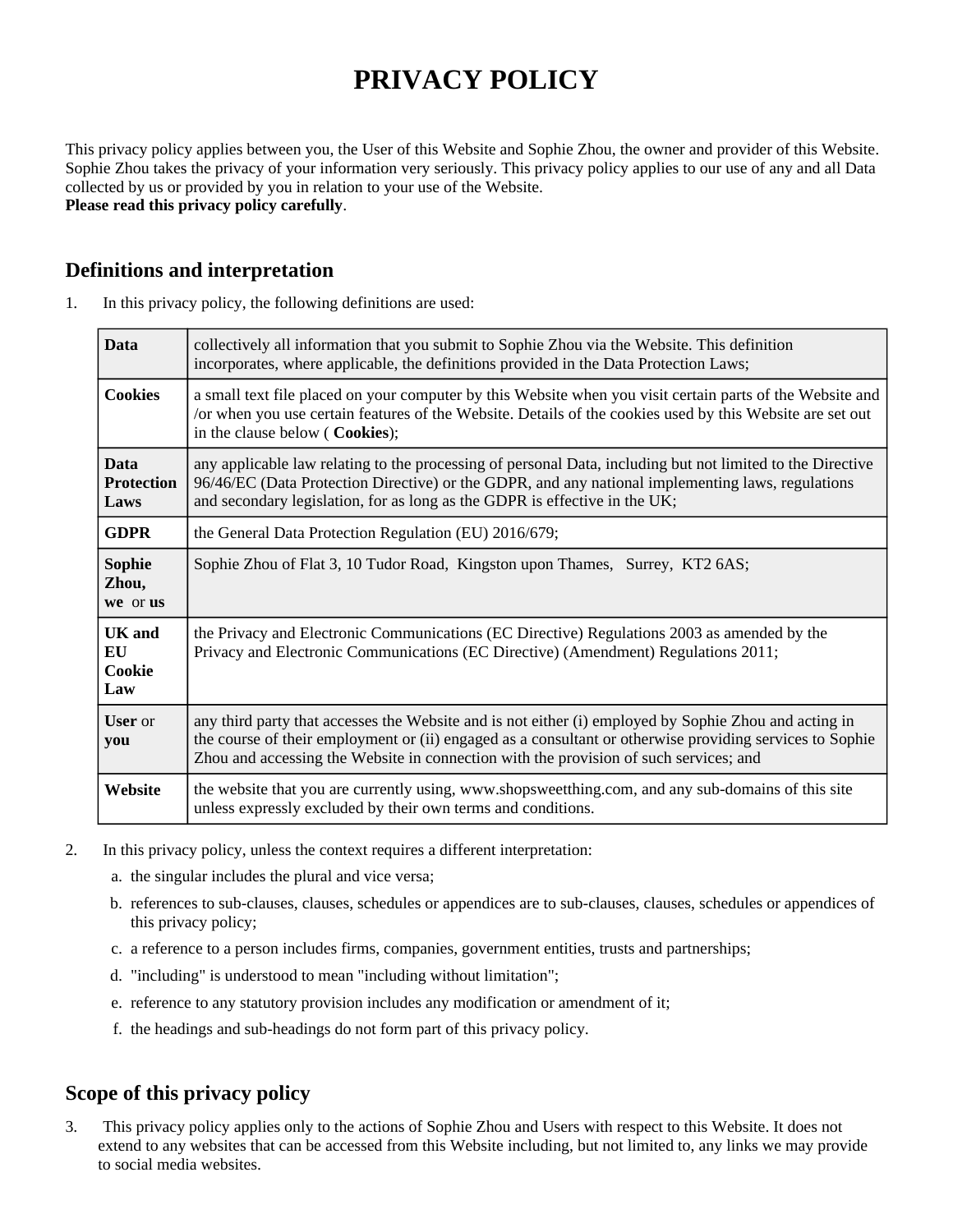# PRIVACY POLICY

This privacy policy applies between you, the User of this Website and Sophie Zhou, the owner and provider of this Website. Sophie Zhou takes the privacy of your information very seriously. This privacy policy applies to our use of any and all Data collected by us or provided by you in relation to your use of the Website.

**Please read this privacy policy carefully**.

## Definitions and interpretation

1. In this privacy policy, the following definitions are used:

| | |
|---|---|
| **Data** | collectively all information that you submit to Sophie Zhou via the Website. This definition incorporates, where applicable, the definitions provided in the Data Protection Laws; |
| **Cookies** | a small text file placed on your computer by this Website when you visit certain parts of the Website and /or when you use certain features of the Website. Details of the cookies used by this Website are set out in the clause below ( **Cookies**); |
| **Data Protection Laws** | any applicable law relating to the processing of personal Data, including but not limited to the Directive 96/46/EC (Data Protection Directive) or the GDPR, and any national implementing laws, regulations and secondary legislation, for as long as the GDPR is effective in the UK; |
| **GDPR** | the General Data Protection Regulation (EU) 2016/679; |
| **Sophie Zhou, we** or **us** | Sophie Zhou of Flat 3, 10 Tudor Road, Kingston upon Thames, Surrey, KT2 6AS; |
| **UK and EU Cookie Law** | the Privacy and Electronic Communications (EC Directive) Regulations 2003 as amended by the Privacy and Electronic Communications (EC Directive) (Amendment) Regulations 2011; |
| **User** or **you** | any third party that accesses the Website and is not either (i) employed by Sophie Zhou and acting in the course of their employment or (ii) engaged as a consultant or otherwise providing services to Sophie Zhou and accessing the Website in connection with the provision of such services; and |
| **Website** | the website that you are currently using, www.shopsweetthing.com, and any sub-domains of this site unless expressly excluded by their own terms and conditions. |

2. In this privacy policy, unless the context requires a different interpretation:
   a. the singular includes the plural and vice versa;
   b. references to sub-clauses, clauses, schedules or appendices are to sub-clauses, clauses, schedules or appendices of this privacy policy;
   c. a reference to a person includes firms, companies, government entities, trusts and partnerships;
   d. "including" is understood to mean "including without limitation";
   e. reference to any statutory provision includes any modification or amendment of it;
   f. the headings and sub-headings do not form part of this privacy policy.

## Scope of this privacy policy

3. This privacy policy applies only to the actions of Sophie Zhou and Users with respect to this Website. It does not extend to any websites that can be accessed from this Website including, but not limited to, any links we may provide to social media websites.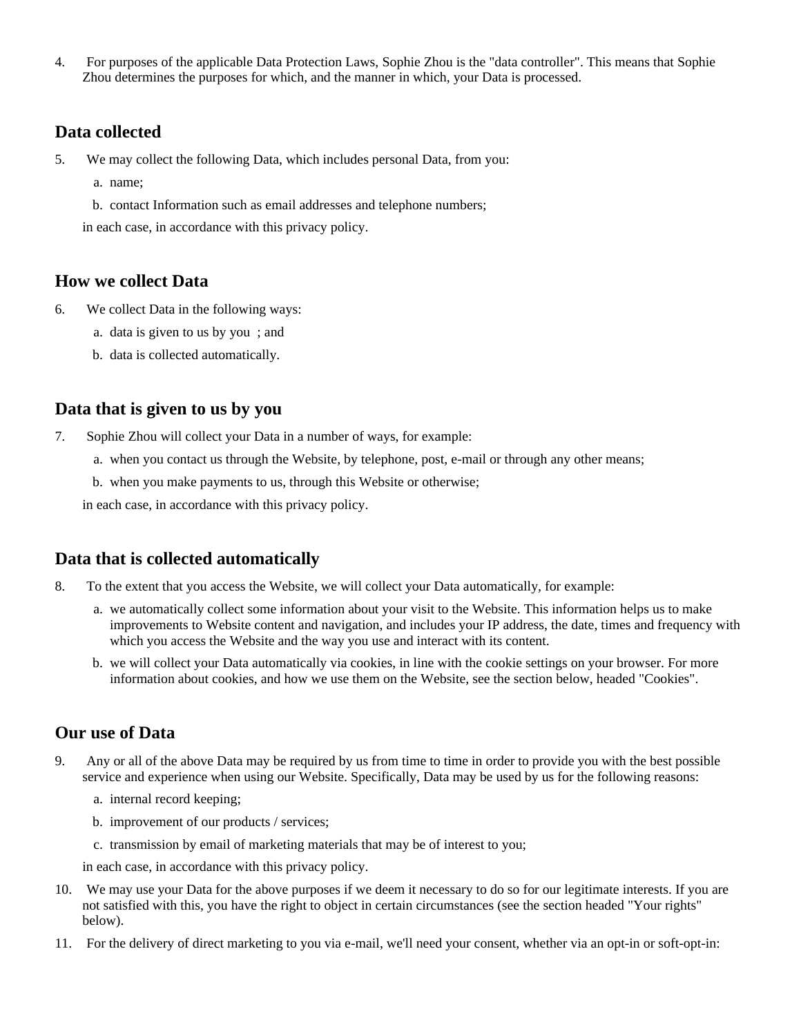4. For purposes of the applicable Data Protection Laws, Sophie Zhou is the "data controller". This means that Sophie Zhou determines the purposes for which, and the manner in which, your Data is processed.

## Data collected

5. We may collect the following Data, which includes personal Data, from you:

   a. name;

   b. contact Information such as email addresses and telephone numbers;

   in each case, in accordance with this privacy policy.

## How we collect Data

6. We collect Data in the following ways:

   a. data is given to us by you ; and

   b. data is collected automatically.

## Data that is given to us by you

7. Sophie Zhou will collect your Data in a number of ways, for example:

   a. when you contact us through the Website, by telephone, post, e-mail or through any other means;

   b. when you make payments to us, through this Website or otherwise;

   in each case, in accordance with this privacy policy.

## Data that is collected automatically

8. To the extent that you access the Website, we will collect your Data automatically, for example:

   a. we automatically collect some information about your visit to the Website. This information helps us to make improvements to Website content and navigation, and includes your IP address, the date, times and frequency with which you access the Website and the way you use and interact with its content.

   b. we will collect your Data automatically via cookies, in line with the cookie settings on your browser. For more information about cookies, and how we use them on the Website, see the section below, headed "Cookies".

## Our use of Data

9. Any or all of the above Data may be required by us from time to time in order to provide you with the best possible service and experience when using our Website. Specifically, Data may be used by us for the following reasons:

   a. internal record keeping;

   b. improvement of our products / services;

   c. transmission by email of marketing materials that may be of interest to you;

   in each case, in accordance with this privacy policy.

10. We may use your Data for the above purposes if we deem it necessary to do so for our legitimate interests. If you are not satisfied with this, you have the right to object in certain circumstances (see the section headed "Your rights" below).

11. For the delivery of direct marketing to you via e-mail, we'll need your consent, whether via an opt-in or soft-opt-in: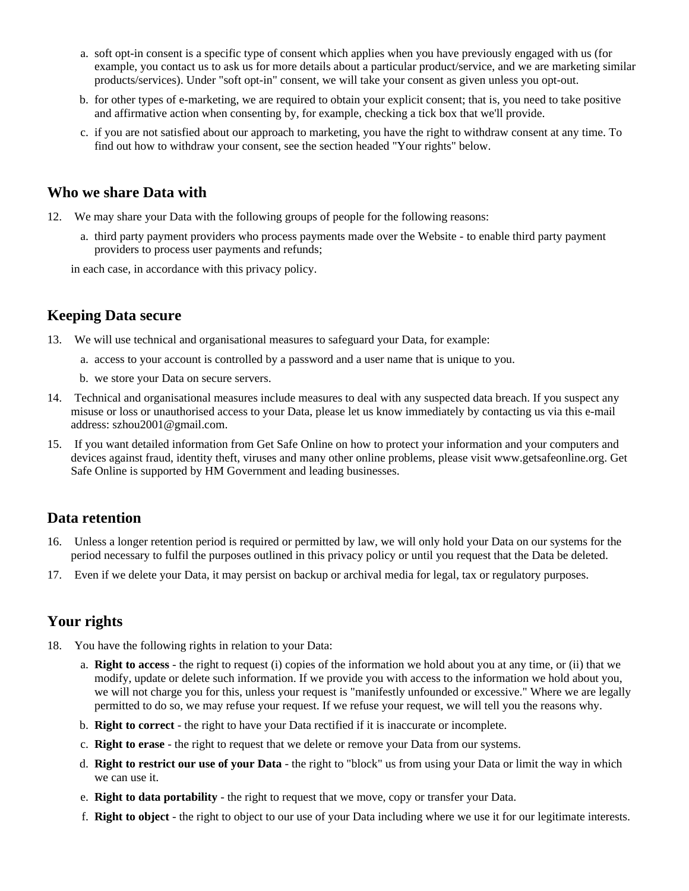a. soft opt-in consent is a specific type of consent which applies when you have previously engaged with us (for example, you contact us to ask us for more details about a particular product/service, and we are marketing similar products/services). Under "soft opt-in" consent, we will take your consent as given unless you opt-out.

b. for other types of e-marketing, we are required to obtain your explicit consent; that is, you need to take positive and affirmative action when consenting by, for example, checking a tick box that we'll provide.

c. if you are not satisfied about our approach to marketing, you have the right to withdraw consent at any time. To find out how to withdraw your consent, see the section headed "Your rights" below.

## Who we share Data with

12. We may share your Data with the following groups of people for the following reasons:

    a. third party payment providers who process payments made over the Website - to enable third party payment providers to process user payments and refunds;

    in each case, in accordance with this privacy policy.

## Keeping Data secure

13. We will use technical and organisational measures to safeguard your Data, for example:

    a. access to your account is controlled by a password and a user name that is unique to you.

    b. we store your Data on secure servers.

14. Technical and organisational measures include measures to deal with any suspected data breach. If you suspect any misuse or loss or unauthorised access to your Data, please let us know immediately by contacting us via this e-mail address: szhou2001@gmail.com.

15. If you want detailed information from Get Safe Online on how to protect your information and your computers and devices against fraud, identity theft, viruses and many other online problems, please visit www.getsafeonline.org. Get Safe Online is supported by HM Government and leading businesses.

## Data retention

16. Unless a longer retention period is required or permitted by law, we will only hold your Data on our systems for the period necessary to fulfil the purposes outlined in this privacy policy or until you request that the Data be deleted.

17. Even if we delete your Data, it may persist on backup or archival media for legal, tax or regulatory purposes.

## Your rights

18. You have the following rights in relation to your Data:

    a. **Right to access** - the right to request (i) copies of the information we hold about you at any time, or (ii) that we modify, update or delete such information. If we provide you with access to the information we hold about you, we will not charge you for this, unless your request is "manifestly unfounded or excessive." Where we are legally permitted to do so, we may refuse your request. If we refuse your request, we will tell you the reasons why.

    b. **Right to correct** - the right to have your Data rectified if it is inaccurate or incomplete.

    c. **Right to erase** - the right to request that we delete or remove your Data from our systems.

    d. **Right to restrict our use of your Data** - the right to "block" us from using your Data or limit the way in which we can use it.

    e. **Right to data portability** - the right to request that we move, copy or transfer your Data.

    f. **Right to object** - the right to object to our use of your Data including where we use it for our legitimate interests.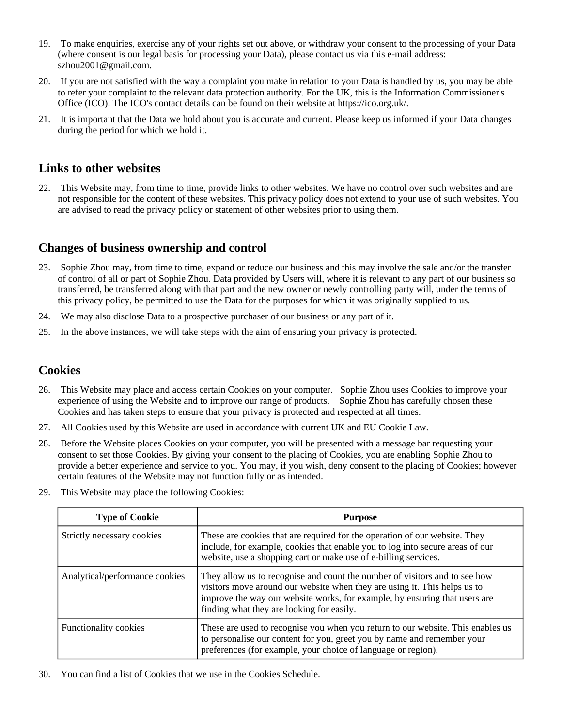19. To make enquiries, exercise any of your rights set out above, or withdraw your consent to the processing of your Data (where consent is our legal basis for processing your Data), please contact us via this e-mail address: szhou2001@gmail.com.

20. If you are not satisfied with the way a complaint you make in relation to your Data is handled by us, you may be able to refer your complaint to the relevant data protection authority. For the UK, this is the Information Commissioner's Office (ICO). The ICO's contact details can be found on their website at https://ico.org.uk/.

21. It is important that the Data we hold about you is accurate and current. Please keep us informed if your Data changes during the period for which we hold it.

## Links to other websites

22. This Website may, from time to time, provide links to other websites. We have no control over such websites and are not responsible for the content of these websites. This privacy policy does not extend to your use of such websites. You are advised to read the privacy policy or statement of other websites prior to using them.

## Changes of business ownership and control

23. Sophie Zhou may, from time to time, expand or reduce our business and this may involve the sale and/or the transfer of control of all or part of Sophie Zhou. Data provided by Users will, where it is relevant to any part of our business so transferred, be transferred along with that part and the new owner or newly controlling party will, under the terms of this privacy policy, be permitted to use the Data for the purposes for which it was originally supplied to us.

24. We may also disclose Data to a prospective purchaser of our business or any part of it.

25. In the above instances, we will take steps with the aim of ensuring your privacy is protected.

## Cookies

26. This Website may place and access certain Cookies on your computer. Sophie Zhou uses Cookies to improve your experience of using the Website and to improve our range of products. Sophie Zhou has carefully chosen these Cookies and has taken steps to ensure that your privacy is protected and respected at all times.

27. All Cookies used by this Website are used in accordance with current UK and EU Cookie Law.

28. Before the Website places Cookies on your computer, you will be presented with a message bar requesting your consent to set those Cookies. By giving your consent to the placing of Cookies, you are enabling Sophie Zhou to provide a better experience and service to you. You may, if you wish, deny consent to the placing of Cookies; however certain features of the Website may not function fully or as intended.

29. This Website may place the following Cookies:

| Type of Cookie | Purpose |
|---|---|
| Strictly necessary cookies | These are cookies that are required for the operation of our website. They include, for example, cookies that enable you to log into secure areas of our website, use a shopping cart or make use of e-billing services. |
| Analytical/performance cookies | They allow us to recognise and count the number of visitors and to see how visitors move around our website when they are using it. This helps us to improve the way our website works, for example, by ensuring that users are finding what they are looking for easily. |
| Functionality cookies | These are used to recognise you when you return to our website. This enables us to personalise our content for you, greet you by name and remember your preferences (for example, your choice of language or region). |

30. You can find a list of Cookies that we use in the Cookies Schedule.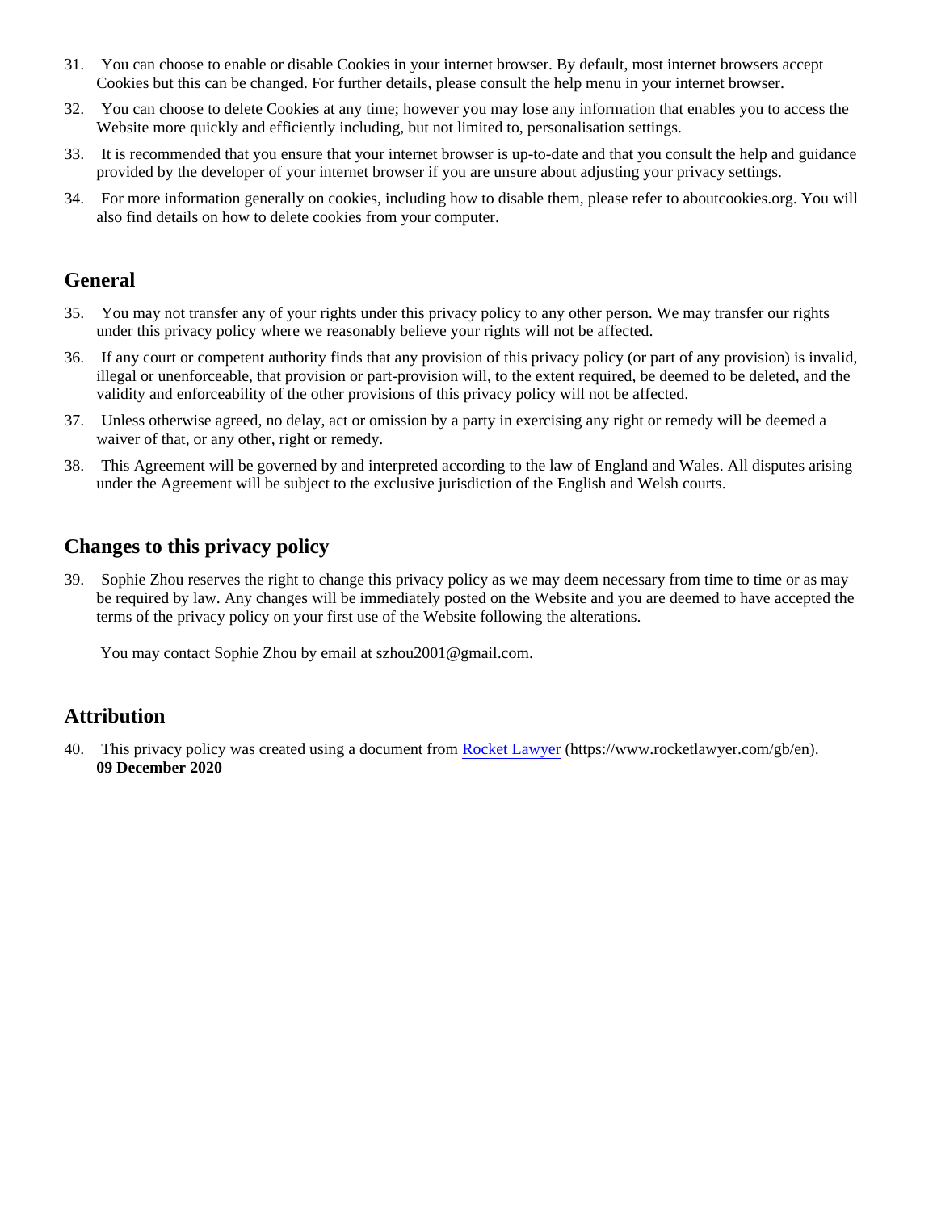31. You can choose to enable or disable Cookies in your internet browser. By default, most internet browsers accept Cookies but this can be changed. For further details, please consult the help menu in your internet browser.
32. You can choose to delete Cookies at any time; however you may lose any information that enables you to access the Website more quickly and efficiently including, but not limited to, personalisation settings.
33. It is recommended that you ensure that your internet browser is up-to-date and that you consult the help and guidance provided by the developer of your internet browser if you are unsure about adjusting your privacy settings.
34. For more information generally on cookies, including how to disable them, please refer to aboutcookies.org. You will also find details on how to delete cookies from your computer.

## General

35. You may not transfer any of your rights under this privacy policy to any other person. We may transfer our rights under this privacy policy where we reasonably believe your rights will not be affected.
36. If any court or competent authority finds that any provision of this privacy policy (or part of any provision) is invalid, illegal or unenforceable, that provision or part-provision will, to the extent required, be deemed to be deleted, and the validity and enforceability of the other provisions of this privacy policy will not be affected.
37. Unless otherwise agreed, no delay, act or omission by a party in exercising any right or remedy will be deemed a waiver of that, or any other, right or remedy.
38. This Agreement will be governed by and interpreted according to the law of England and Wales. All disputes arising under the Agreement will be subject to the exclusive jurisdiction of the English and Welsh courts.

## Changes to this privacy policy

39. Sophie Zhou reserves the right to change this privacy policy as we may deem necessary from time to time or as may be required by law. Any changes will be immediately posted on the Website and you are deemed to have accepted the terms of the privacy policy on your first use of the Website following the alterations.

    You may contact Sophie Zhou by email at szhou2001@gmail.com.

## Attribution

40. This privacy policy was created using a document from [Rocket Lawyer](https://www.rocketlawyer.com/gb/en) (https://www.rocketlawyer.com/gb/en).
    **09 December 2020**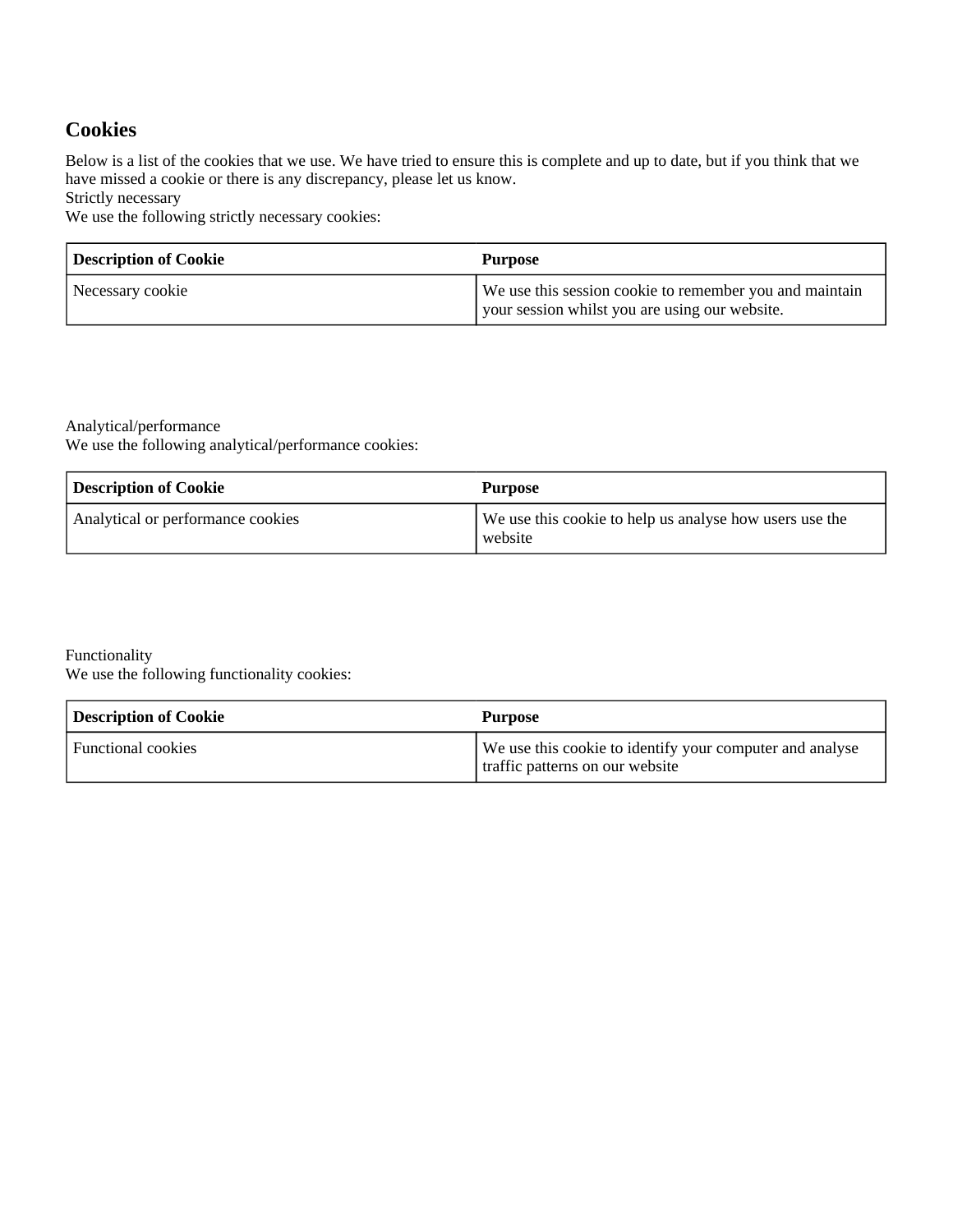## Cookies

Below is a list of the cookies that we use. We have tried to ensure this is complete and up to date, but if you think that we have missed a cookie or there is any discrepancy, please let us know.

Strictly necessary

We use the following strictly necessary cookies:

| **Description of Cookie** | **Purpose** |
| --- | --- |
| Necessary cookie | We use this session cookie to remember you and maintain your session whilst you are using our website. |

Analytical/performance

We use the following analytical/performance cookies:

| **Description of Cookie** | **Purpose** |
| --- | --- |
| Analytical or performance cookies | We use this cookie to help us analyse how users use the website |

Functionality

We use the following functionality cookies:

| **Description of Cookie** | **Purpose** |
| --- | --- |
| Functional cookies | We use this cookie to identify your computer and analyse traffic patterns on our website |